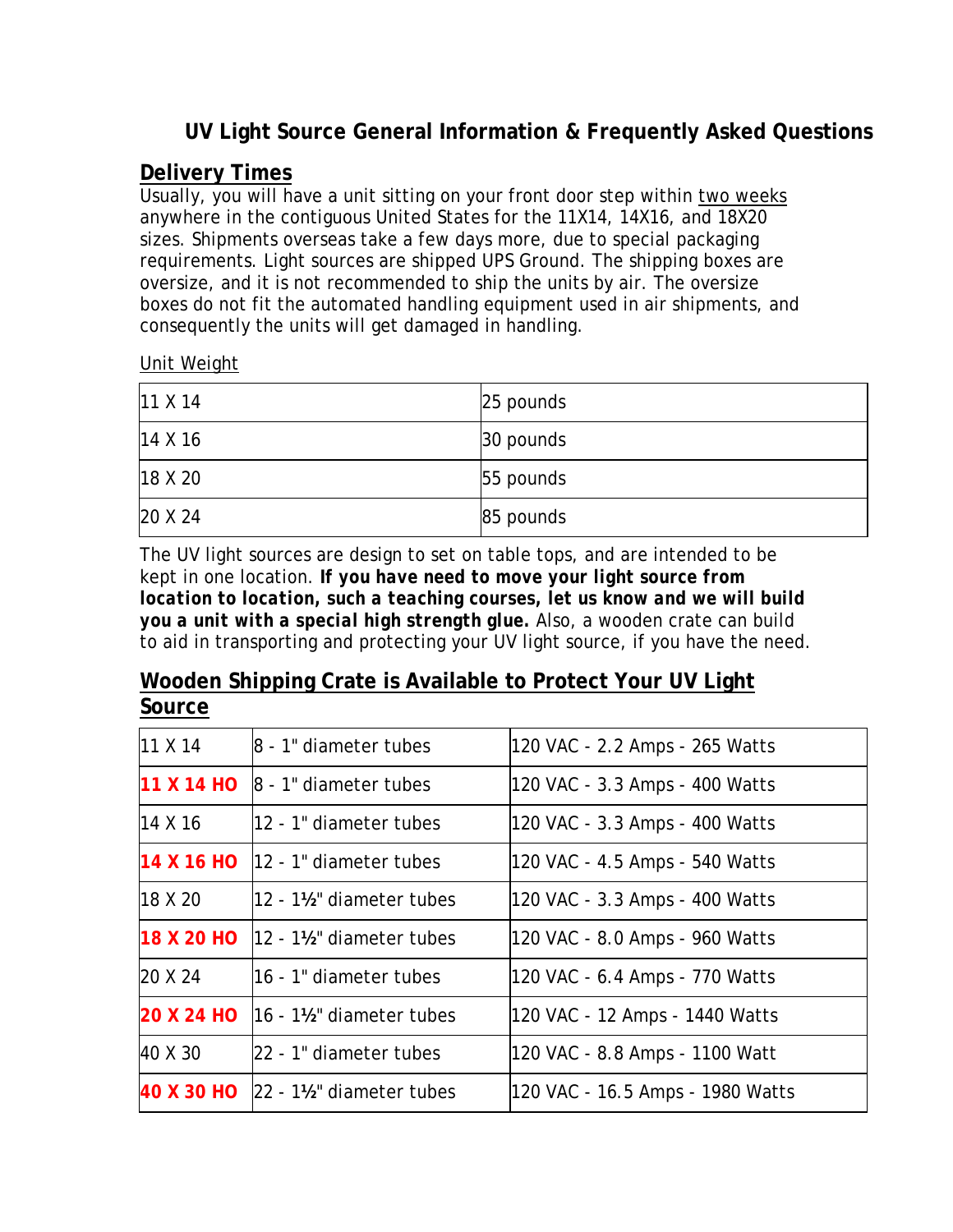# UV Light Source General Information & Frequently Asked Questions

## Delivery Times

Usually, you will have a unit sitting on your front door step within two weeks anywhere in the contiguous United States for the 11X14, 14X16, and 18X20 sizes. Shipments overseas take a few days more, due to special packaging requirements. Light sources are shipped UPS Ground. The shipping boxes are oversize, and it is not recommended to ship the units by air. The oversize boxes do not fit the automated handling equipment used in air shipments, and consequently the units will get damaged in handling.

Unit Weight

| | |
|---|---|
| 11 X 14 | 25 pounds |
| 14 X 16 | 30 pounds |
| 18 X 20 | 55 pounds |
| 20 X 24 | 85 pounds |

The UV light sources are design to set on table tops, and are intended to be kept in one location. ***If you have need to move your light source from location to location, such a teaching courses, let us know and we will build you a unit with a special high strength glue.*** Also, a wooden crate can build to aid in transporting and protecting your UV light source, if you have the need.

## Wooden Shipping Crate is Available to Protect Your UV Light Source

| | | |
|---|---|---|
| 11 X 14 | 8 - 1" diameter tubes | 120 VAC - 2.2 Amps - 265 Watts |
| **11 X 14 HO** | 8 - 1" diameter tubes | 120 VAC - 3.3 Amps - 400 Watts |
| 14 X 16 | 12 - 1" diameter tubes | 120 VAC - 3.3 Amps - 400 Watts |
| **14 X 16 HO** | 12 - 1" diameter tubes | 120 VAC - 4.5 Amps - 540 Watts |
| 18 X 20 | 12 - 1½" diameter tubes | 120 VAC - 3.3 Amps - 400 Watts |
| **18 X 20 HO** | 12 - 1½" diameter tubes | 120 VAC - 8.0 Amps - 960 Watts |
| 20 X 24 | 16 - 1" diameter tubes | 120 VAC - 6.4 Amps - 770 Watts |
| **20 X 24 HO** | 16 - 1½" diameter tubes | 120 VAC - 12 Amps - 1440 Watts |
| 40 X 30 | 22 - 1" diameter tubes | 120 VAC - 8.8 Amps - 1100 Watt |
| **40 X 30 HO** | 22 - 1½" diameter tubes | 120 VAC - 16.5 Amps - 1980 Watts |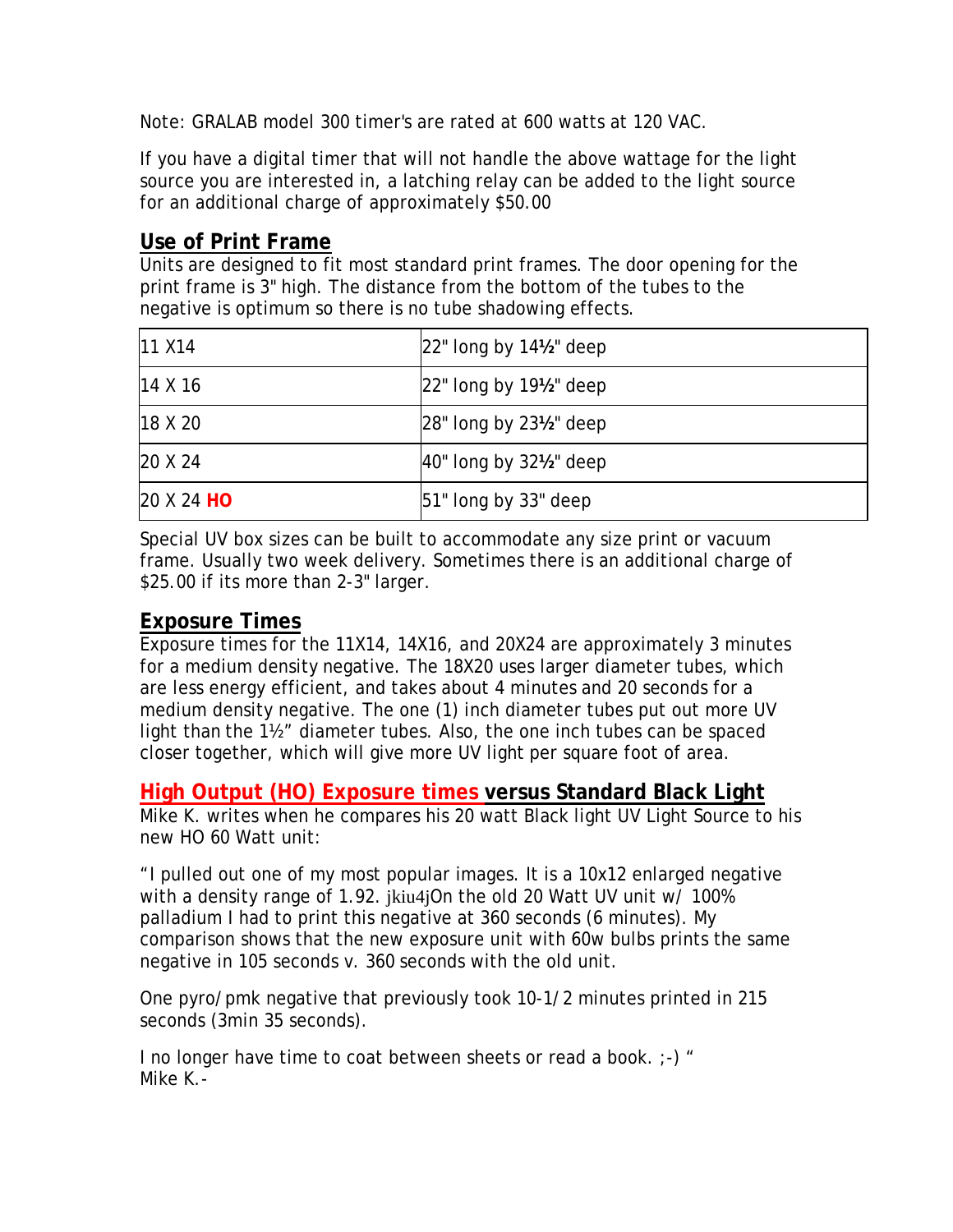Note: GRALAB model 300 timer's are rated at 600 watts at 120 VAC.

If you have a digital timer that will not handle the above wattage for the light source you are interested in, a latching relay can be added to the light source for an additional charge of approximately $50.00

## Use of Print Frame

Units are designed to fit most standard print frames. The door opening for the print frame is 3" high. The distance from the bottom of the tubes to the negative is optimum so there is no tube shadowing effects.

| | |
|---|---|
| 11 X14 | 22" long by 14½" deep |
| 14 X 16 | 22" long by 19½" deep |
| 18 X 20 | 28" long by 23½" deep |
| 20 X 24 | 40" long by 32½" deep |
| 20 X 24 **HO** | 51" long by 33" deep |

Special UV box sizes can be built to accommodate any size print or vacuum frame. Usually two week delivery. Sometimes there is an additional charge of $25.00 if its more than 2-3" larger.

## Exposure Times

Exposure times for the 11X14, 14X16, and 20X24 are approximately 3 minutes for a medium density negative. The 18X20 uses larger diameter tubes, which are less energy efficient, and takes about 4 minutes and 20 seconds for a medium density negative. The one (1) inch diameter tubes put out more UV light than the 1½" diameter tubes. Also, the one inch tubes can be spaced closer together, which will give more UV light per square foot of area.

## High Output (HO) Exposure times versus Standard Black Light

Mike K. writes when he compares his 20 watt Black light UV Light Source to his new HO 60 Watt unit:

"I pulled out one of my most popular images. It is a 10x12 enlarged negative with a density range of 1.92. jkiu4jOn the old 20 Watt UV unit w/ 100% palladium I had to print this negative at 360 seconds (6 minutes). My comparison shows that the new exposure unit with 60w bulbs prints the same negative in 105 seconds v. 360 seconds with the old unit.

One pyro/pmk negative that previously took 10-1/2 minutes printed in 215 seconds (3min 35 seconds).

I no longer have time to coat between sheets or read a book. ;-) "
Mike K.-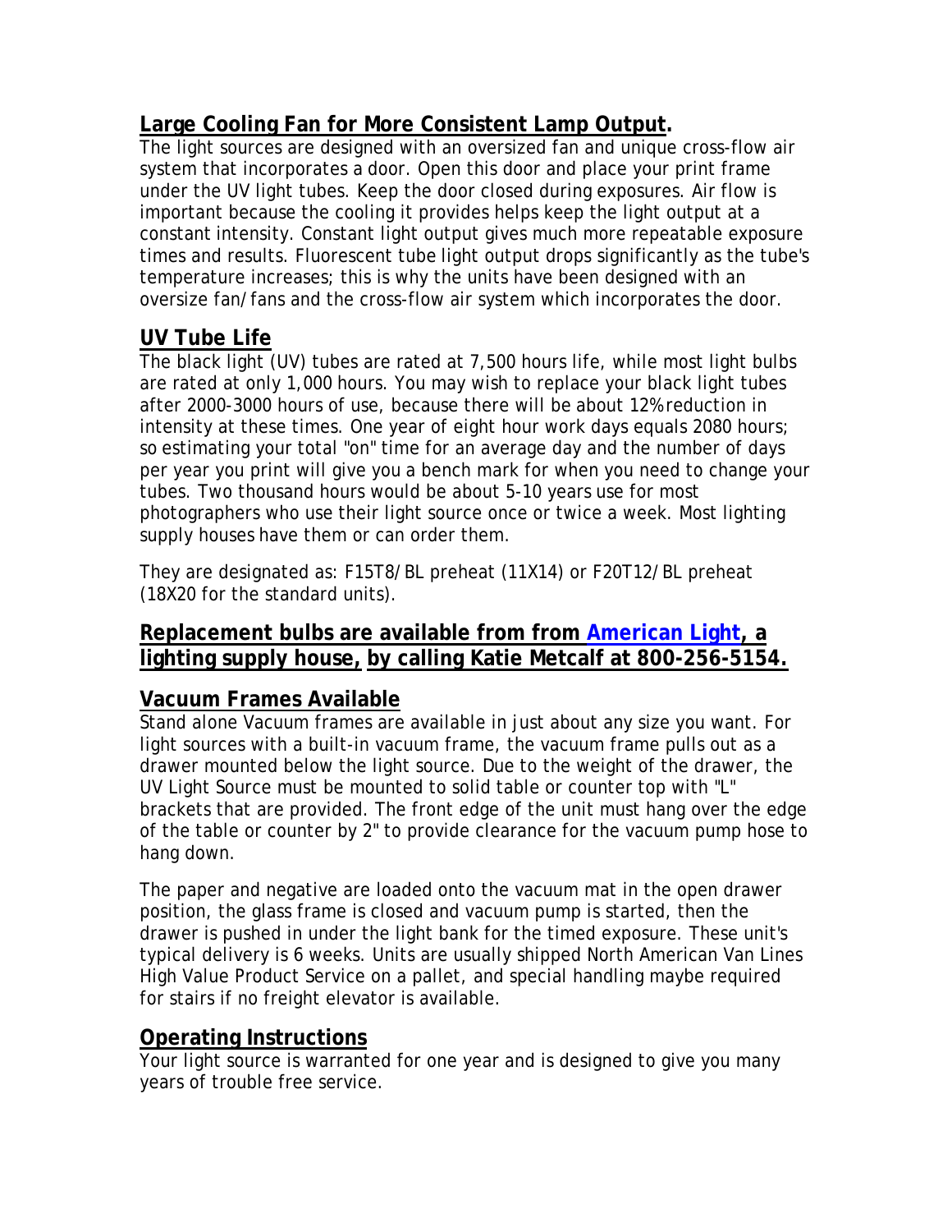## **Large Cooling Fan for More Consistent Lamp Output.**

The light sources are designed with an oversized fan and unique cross-flow air system that incorporates a door. Open this door and place your print frame under the UV light tubes. Keep the door closed during exposures. Air flow is important because the cooling it provides helps keep the light output at a constant intensity. Constant light output gives much more repeatable exposure times and results. Fluorescent tube light output drops significantly as the tube's temperature increases; this is why the units have been designed with an oversize fan/fans and the cross-flow air system which incorporates the door.

## **UV Tube Life**

The black light (UV) tubes are rated at 7,500 hours life, while most light bulbs are rated at only 1,000 hours. You may wish to replace your black light tubes after 2000-3000 hours of use, because there will be about 12% reduction in intensity at these times. One year of eight hour work days equals 2080 hours; so estimating your total "on" time for an average day and the number of days per year you print will give you a bench mark for when you need to change your tubes. Two thousand hours would be about 5-10 years use for most photographers who use their light source once or twice a week. Most lighting supply houses have them or can order them.

They are designated as: F15T8/BL preheat (11X14) or F20T12/BL preheat (18X20 for the standard units).

## **Replacement bulbs are available from from American Light, a lighting supply house, by calling Katie Metcalf at 800-256-5154.**

## **Vacuum Frames Available**

Stand alone Vacuum frames are available in just about any size you want. For light sources with a built-in vacuum frame, the vacuum frame pulls out as a drawer mounted below the light source. Due to the weight of the drawer, the UV Light Source must be mounted to solid table or counter top with "L" brackets that are provided. The front edge of the unit must hang over the edge of the table or counter by 2" to provide clearance for the vacuum pump hose to hang down.

The paper and negative are loaded onto the vacuum mat in the open drawer position, the glass frame is closed and vacuum pump is started, then the drawer is pushed in under the light bank for the timed exposure. These unit's typical delivery is 6 weeks. Units are usually shipped North American Van Lines High Value Product Service on a pallet, and special handling maybe required for stairs if no freight elevator is available.

## **Operating Instructions**

Your light source is warranted for one year and is designed to give you many years of trouble free service.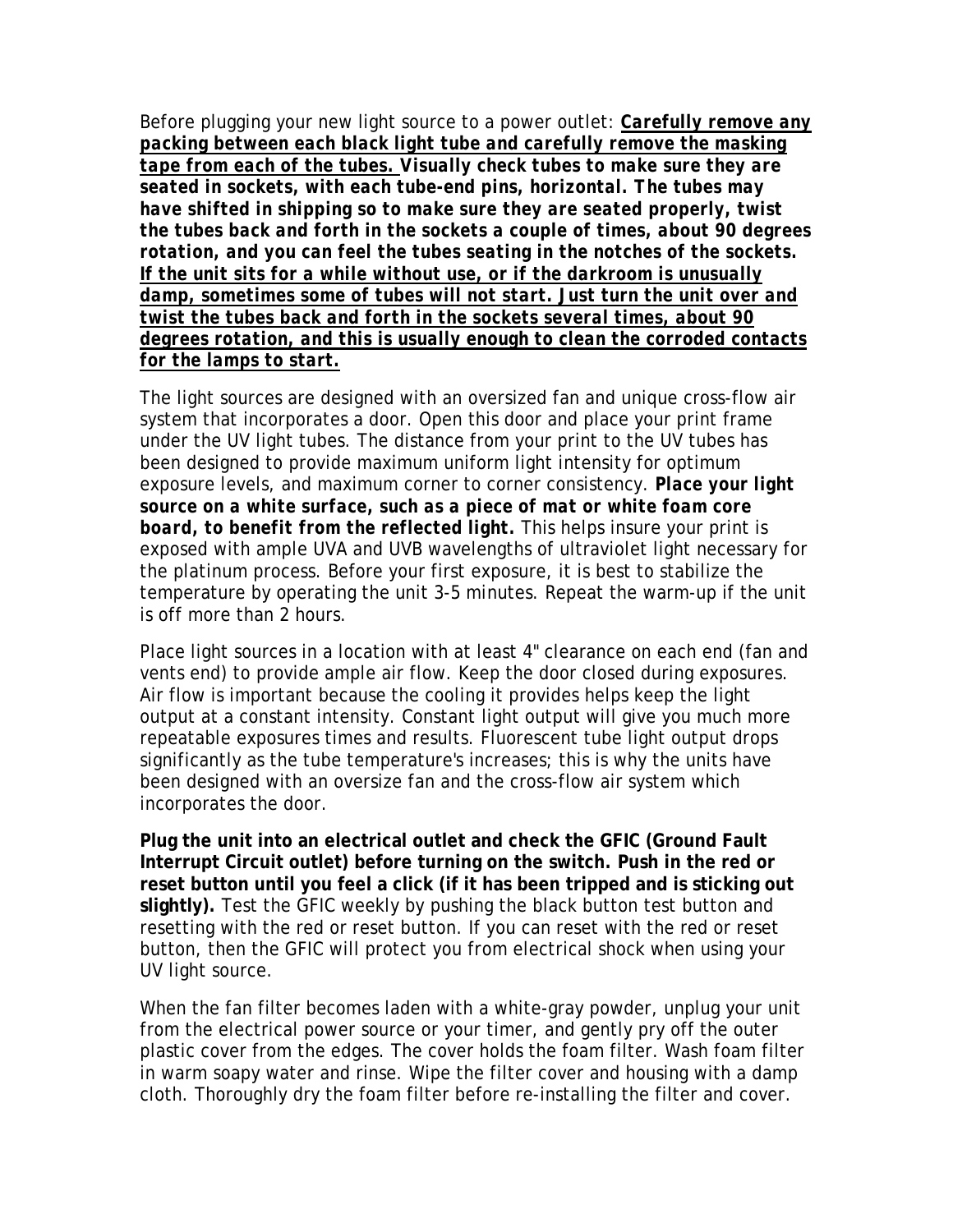Before plugging your new light source to a power outlet: ***Carefully remove any packing between each black light tube and carefully remove the masking tape from each of the tubes.*** ***Visually check tubes to make sure they are seated in sockets, with each tube-end pins, horizontal. The tubes may have shifted in shipping so to make sure they are seated properly, twist the tubes back and forth in the sockets a couple of times, about 90 degrees rotation, and you can feel the tubes seating in the notches of the sockets.*** ***If the unit sits for a while without use, or if the darkroom is unusually damp, sometimes some of tubes will not start. Just turn the unit over and twist the tubes back and forth in the sockets several times, about 90 degrees rotation, and this is usually enough to clean the corroded contacts for the lamps to start.***

The light sources are designed with an oversized fan and unique cross-flow air system that incorporates a door. Open this door and place your print frame under the UV light tubes. The distance from your print to the UV tubes has been designed to provide maximum uniform light intensity for optimum exposure levels, and maximum corner to corner consistency. ***Place your light source on a white surface, such as a piece of mat or white foam core board, to benefit from the reflected light.*** This helps insure your print is exposed with ample UVA and UVB wavelengths of ultraviolet light necessary for the platinum process. Before your first exposure, it is best to stabilize the temperature by operating the unit 3-5 minutes. Repeat the warm-up if the unit is off more than 2 hours.

Place light sources in a location with at least 4" clearance on each end (fan and vents end) to provide ample air flow. Keep the door closed during exposures. Air flow is important because the cooling it provides helps keep the light output at a constant intensity. Constant light output will give you much more repeatable exposures times and results. Fluorescent tube light output drops significantly as the tube temperature's increases; this is why the units have been designed with an oversize fan and the cross-flow air system which incorporates the door.

**Plug the unit into an electrical outlet and check the GFIC (Ground Fault Interrupt Circuit outlet) before turning on the switch. Push in the red or reset button until you feel a click (if it has been tripped and is sticking out slightly).** Test the GFIC weekly by pushing the black button test button and resetting with the red or reset button. If you can reset with the red or reset button, then the GFIC will protect you from electrical shock when using your UV light source.

When the fan filter becomes laden with a white-gray powder, unplug your unit from the electrical power source or your timer, and gently pry off the outer plastic cover from the edges. The cover holds the foam filter. Wash foam filter in warm soapy water and rinse. Wipe the filter cover and housing with a damp cloth. Thoroughly dry the foam filter before re-installing the filter and cover.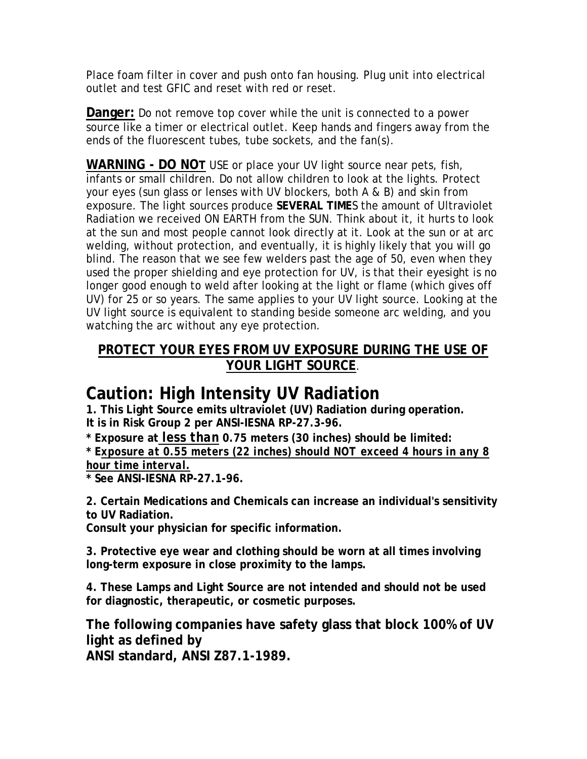Place foam filter in cover and push onto fan housing. Plug unit into electrical outlet and test GFIC and reset with red or reset.

**Danger:** Do not remove top cover while the unit is connected to a power source like a timer or electrical outlet. Keep hands and fingers away from the ends of the fluorescent tubes, tube sockets, and the fan(s).

**WARNING - DO NOT** USE or place your UV light source near pets, fish, infants or small children. Do not allow children to look at the lights. Protect your eyes (sun glass or lenses with UV blockers, both A & B) and skin from exposure. The light sources produce **SEVERAL TIME**S the amount of Ultraviolet Radiation we received ON EARTH from the SUN. Think about it, it hurts to look at the sun and most people cannot look directly at it. Look at the sun or at arc welding, without protection, and eventually, it is highly likely that you will go blind. The reason that we see few welders past the age of 50, even when they used the proper shielding and eye protection for UV, is that their eyesight is no longer good enough to weld after looking at the light or flame (which gives off UV) for 25 or so years. The same applies to your UV light source. Looking at the UV light source is equivalent to standing beside someone arc welding, and you watching the arc without any eye protection.

**PROTECT YOUR EYES FROM UV EXPOSURE DURING THE USE OF YOUR LIGHT SOURCE**.

# Caution: High Intensity UV Radiation

**1. This Light Source emits ultraviolet (UV) Radiation during operation.**
**It is in Risk Group 2 per ANSI-IESNA RP-27.3-96.**

**\* Exposure at *less than* 0.75 meters (30 inches) should be limited:**

**\* E*xposure at 0.55 meters (22 inches) should NOT exceed 4 hours in any 8 hour time interval.***

**\* See ANSI-IESNA RP-27.1-96.**

**2. Certain Medications and Chemicals can increase an individual's sensitivity to UV Radiation.**
**Consult your physician for specific information.**

**3. Protective eye wear and clothing should be worn at all times involving long-term exposure in close proximity to the lamps.**

**4. These Lamps and Light Source are not intended and should not be used for diagnostic, therapeutic, or cosmetic purposes.**

**The following companies have safety glass that block 100% of UV light as defined by**
**ANSI standard, ANSI Z87.1-1989.**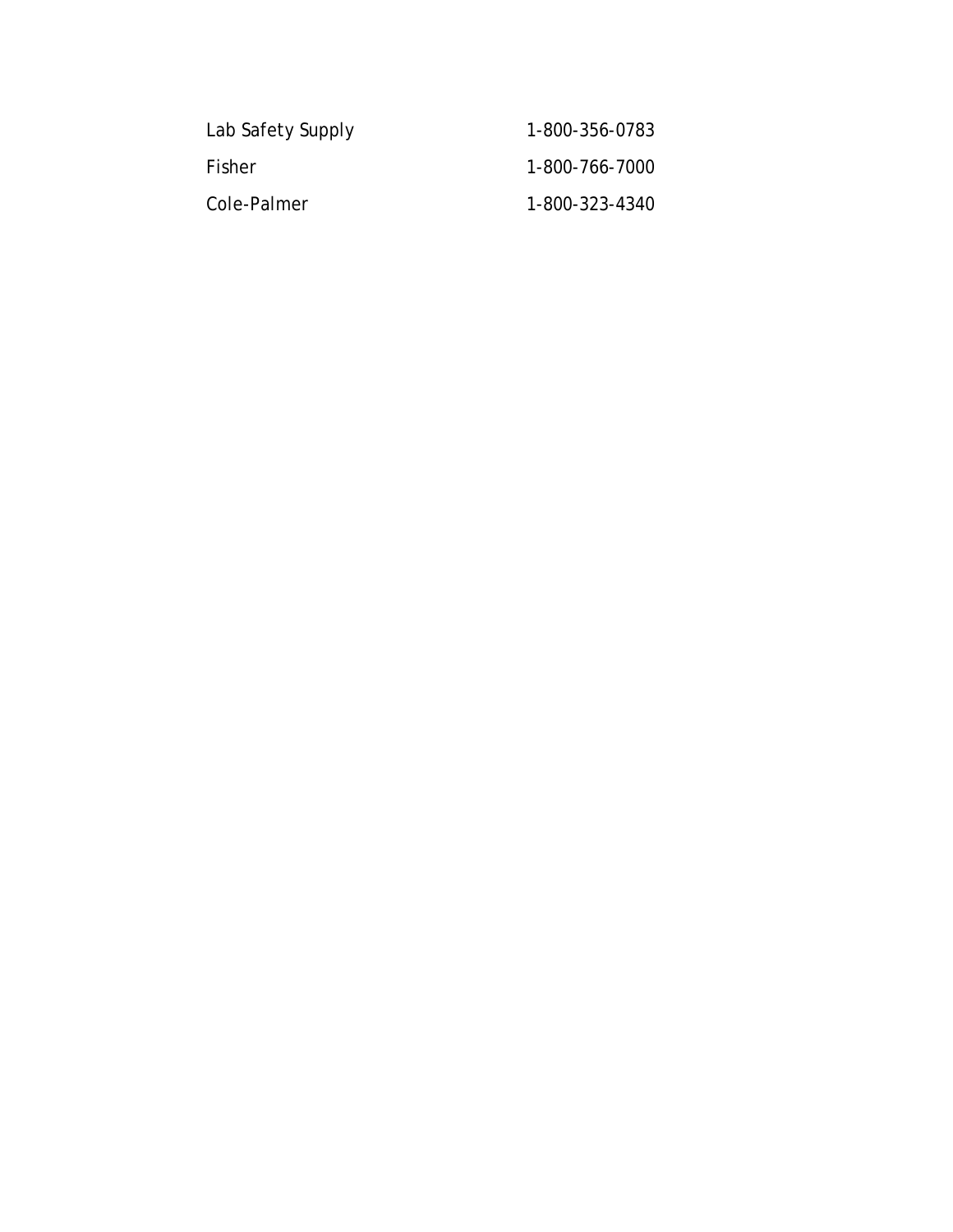| | |
|---|---|
| Lab Safety Supply | 1-800-356-0783 |
| Fisher | 1-800-766-7000 |
| Cole-Palmer | 1-800-323-4340 |